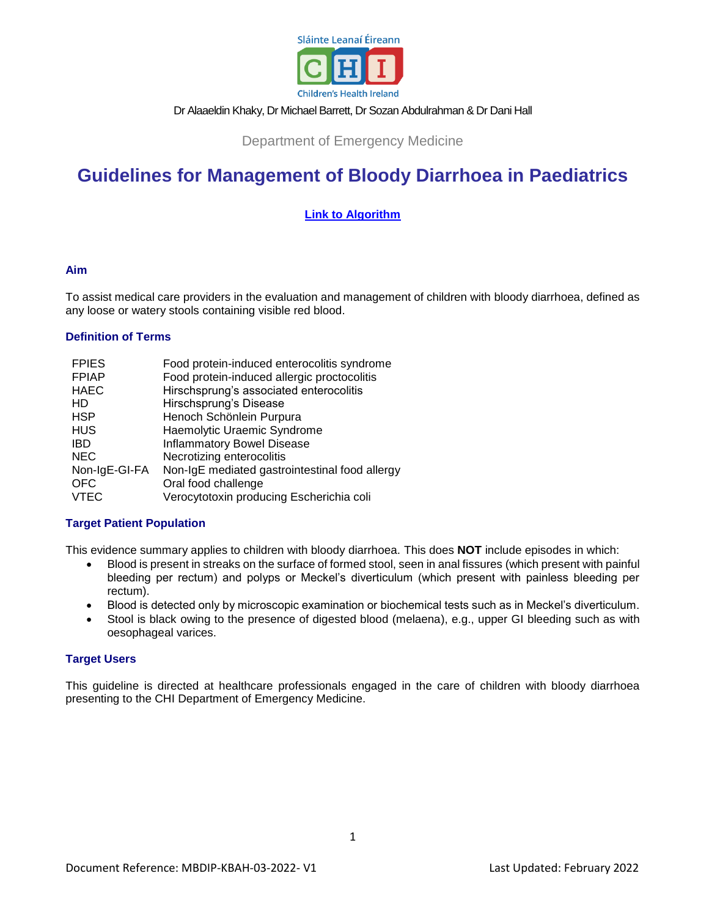Sláinte Leanaí Éireann

CHI

Children's Health Ireland

Dr Alaaeldin Khaky, Dr Michael Barrett, Dr Sozan Abdulrahman & Dr Dani Hall

Department of Emergency Medicine

# Guidelines for Management of Bloody Diarrhoea in Paediatrics

**Link to Algorithm**

## Aim

To assist medical care providers in the evaluation and management of children with bloody diarrhoea, defined as any loose or watery stools containing visible red blood.

## Definition of Terms

| | |
|---|---|
| FPIES | Food protein-induced enterocolitis syndrome |
| FPIAP | Food protein-induced allergic proctocolitis |
| HAEC | Hirschsprung's associated enterocolitis |
| HD | Hirschsprung's Disease |
| HSP | Henoch Schönlein Purpura |
| HUS | Haemolytic Uraemic Syndrome |
| IBD | Inflammatory Bowel Disease |
| NEC | Necrotizing enterocolitis |
| Non-IgE-GI-FA | Non-IgE mediated gastrointestinal food allergy |
| OFC | Oral food challenge |
| VTEC | Verocytotoxin producing Escherichia coli |

## Target Patient Population

This evidence summary applies to children with bloody diarrhoea. This does **NOT** include episodes in which:

- Blood is present in streaks on the surface of formed stool, seen in anal fissures (which present with painful bleeding per rectum) and polyps or Meckel's diverticulum (which present with painless bleeding per rectum).
- Blood is detected only by microscopic examination or biochemical tests such as in Meckel's diverticulum.
- Stool is black owing to the presence of digested blood (melaena), e.g., upper GI bleeding such as with oesophageal varices.

## Target Users

This guideline is directed at healthcare professionals engaged in the care of children with bloody diarrhoea presenting to the CHI Department of Emergency Medicine.

Document Reference: MBDIP-KBAH-03-2022- V1

Last Updated: February 2022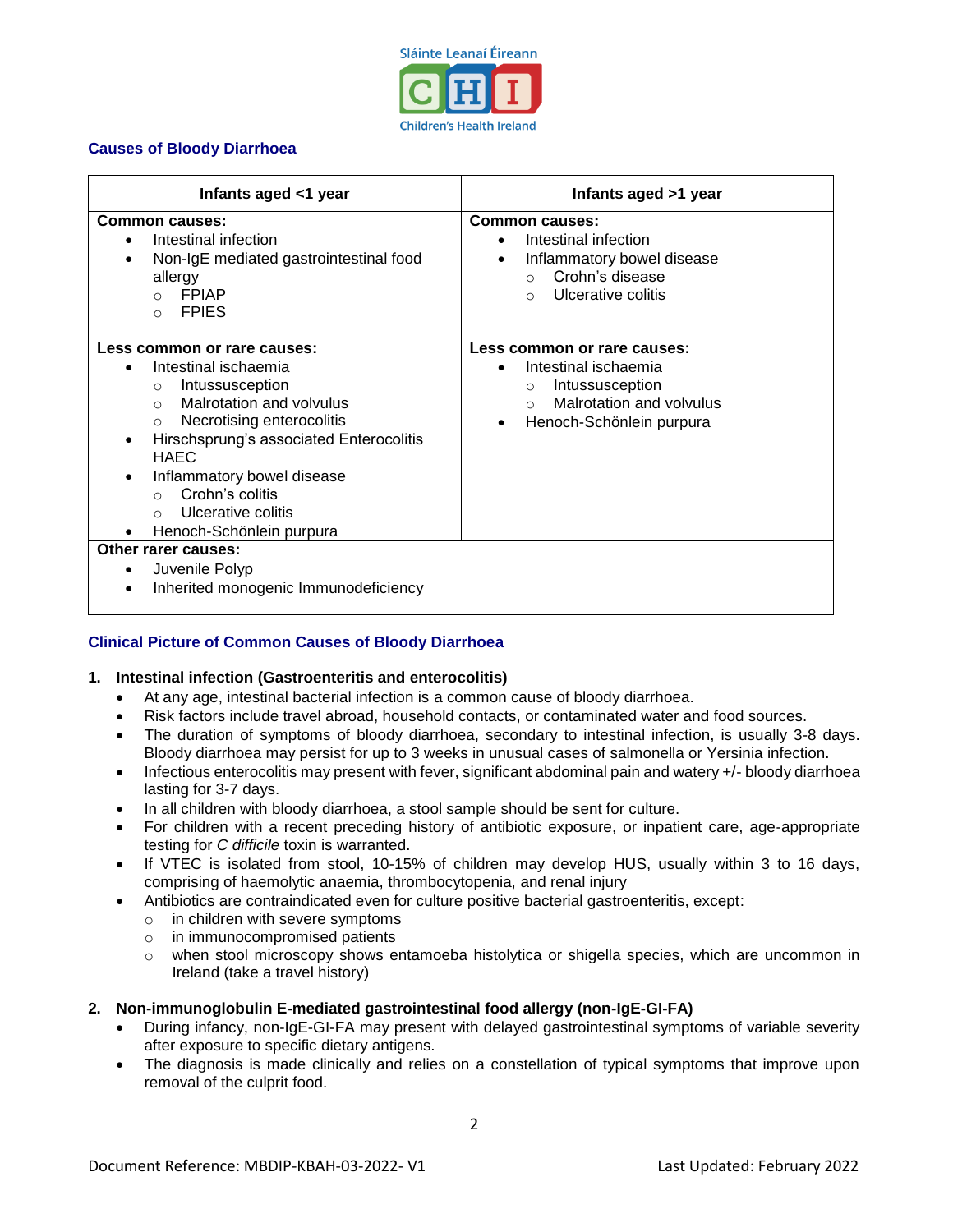## Causes of Bloody Diarrhoea

| Infants aged <1 year | Infants aged >1 year |
| --- | --- |
| **Common causes:**<br>• Intestinal infection<br>• Non-IgE mediated gastrointestinal food allergy<br>  ○ FPIAP<br>  ○ FPIES | **Common causes:**<br>• Intestinal infection<br>• Inflammatory bowel disease<br>  ○ Crohn's disease<br>  ○ Ulcerative colitis |
| **Less common or rare causes:**<br>• Intestinal ischaemia<br>  ○ Intussusception<br>  ○ Malrotation and volvulus<br>  ○ Necrotising enterocolitis<br>• Hirschsprung's associated Enterocolitis HAEC<br>• Inflammatory bowel disease<br>  ○ Crohn's colitis<br>  ○ Ulcerative colitis<br>• Henoch-Schönlein purpura | **Less common or rare causes:**<br>• Intestinal ischaemia<br>  ○ Intussusception<br>  ○ Malrotation and volvulus<br>• Henoch-Schönlein purpura |
| **Other rarer causes:**<br>• Juvenile Polyp<br>• Inherited monogenic Immunodeficiency | |

## Clinical Picture of Common Causes of Bloody Diarrhoea

### 1. Intestinal infection (Gastroenteritis and enterocolitis)

- At any age, intestinal bacterial infection is a common cause of bloody diarrhoea.
- Risk factors include travel abroad, household contacts, or contaminated water and food sources.
- The duration of symptoms of bloody diarrhoea, secondary to intestinal infection, is usually 3-8 days. Bloody diarrhoea may persist for up to 3 weeks in unusual cases of salmonella or Yersinia infection.
- Infectious enterocolitis may present with fever, significant abdominal pain and watery +/- bloody diarrhoea lasting for 3-7 days.
- In all children with bloody diarrhoea, a stool sample should be sent for culture.
- For children with a recent preceding history of antibiotic exposure, or inpatient care, age-appropriate testing for *C difficile* toxin is warranted.
- If VTEC is isolated from stool, 10-15% of children may develop HUS, usually within 3 to 16 days, comprising of haemolytic anaemia, thrombocytopenia, and renal injury
- Antibiotics are contraindicated even for culture positive bacterial gastroenteritis, except:
  - in children with severe symptoms
  - in immunocompromised patients
  - when stool microscopy shows entamoeba histolytica or shigella species, which are uncommon in Ireland (take a travel history)

### 2. Non-immunoglobulin E-mediated gastrointestinal food allergy (non-IgE-GI-FA)

- During infancy, non-IgE-GI-FA may present with delayed gastrointestinal symptoms of variable severity after exposure to specific dietary antigens.
- The diagnosis is made clinically and relies on a constellation of typical symptoms that improve upon removal of the culprit food.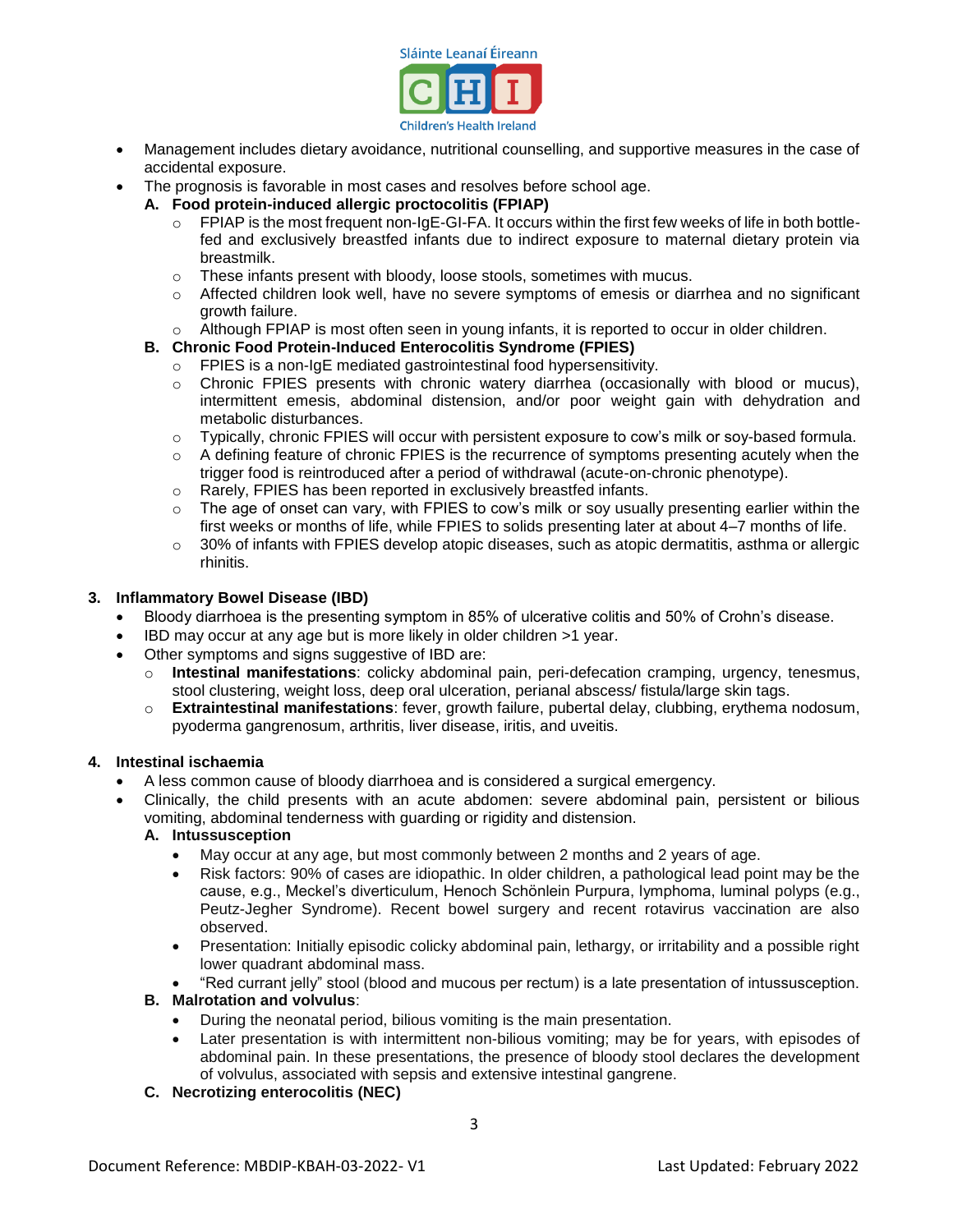- Management includes dietary avoidance, nutritional counselling, and supportive measures in the case of accidental exposure.
- The prognosis is favorable in most cases and resolves before school age.

**A. Food protein-induced allergic proctocolitis (FPIAP)**

- FPIAP is the most frequent non-IgE-GI-FA. It occurs within the first few weeks of life in both bottle-fed and exclusively breastfed infants due to indirect exposure to maternal dietary protein via breastmilk.
- These infants present with bloody, loose stools, sometimes with mucus.
- Affected children look well, have no severe symptoms of emesis or diarrhea and no significant growth failure.
- Although FPIAP is most often seen in young infants, it is reported to occur in older children.

**B. Chronic Food Protein-Induced Enterocolitis Syndrome (FPIES)**

- FPIES is a non-IgE mediated gastrointestinal food hypersensitivity.
- Chronic FPIES presents with chronic watery diarrhea (occasionally with blood or mucus), intermittent emesis, abdominal distension, and/or poor weight gain with dehydration and metabolic disturbances.
- Typically, chronic FPIES will occur with persistent exposure to cow's milk or soy-based formula.
- A defining feature of chronic FPIES is the recurrence of symptoms presenting acutely when the trigger food is reintroduced after a period of withdrawal (acute-on-chronic phenotype).
- Rarely, FPIES has been reported in exclusively breastfed infants.
- The age of onset can vary, with FPIES to cow's milk or soy usually presenting earlier within the first weeks or months of life, while FPIES to solids presenting later at about 4–7 months of life.
- 30% of infants with FPIES develop atopic diseases, such as atopic dermatitis, asthma or allergic rhinitis.

## 3. Inflammatory Bowel Disease (IBD)

- Bloody diarrhoea is the presenting symptom in 85% of ulcerative colitis and 50% of Crohn's disease.
- IBD may occur at any age but is more likely in older children >1 year.
- Other symptoms and signs suggestive of IBD are:
  - **Intestinal manifestations**: colicky abdominal pain, peri-defecation cramping, urgency, tenesmus, stool clustering, weight loss, deep oral ulceration, perianal abscess/ fistula/large skin tags.
  - **Extraintestinal manifestations**: fever, growth failure, pubertal delay, clubbing, erythema nodosum, pyoderma gangrenosum, arthritis, liver disease, iritis, and uveitis.

## 4. Intestinal ischaemia

- A less common cause of bloody diarrhoea and is considered a surgical emergency.
- Clinically, the child presents with an acute abdomen: severe abdominal pain, persistent or bilious vomiting, abdominal tenderness with guarding or rigidity and distension.

**A. Intussusception**

- May occur at any age, but most commonly between 2 months and 2 years of age.
- Risk factors: 90% of cases are idiopathic. In older children, a pathological lead point may be the cause, e.g., Meckel's diverticulum, Henoch Schönlein Purpura, lymphoma, luminal polyps (e.g., Peutz-Jegher Syndrome). Recent bowel surgery and recent rotavirus vaccination are also observed.
- Presentation: Initially episodic colicky abdominal pain, lethargy, or irritability and a possible right lower quadrant abdominal mass.
- "Red currant jelly" stool (blood and mucous per rectum) is a late presentation of intussusception.

**B. Malrotation and volvulus**:

- During the neonatal period, bilious vomiting is the main presentation.
- Later presentation is with intermittent non-bilious vomiting; may be for years, with episodes of abdominal pain. In these presentations, the presence of bloody stool declares the development of volvulus, associated with sepsis and extensive intestinal gangrene.

**C. Necrotizing enterocolitis (NEC)**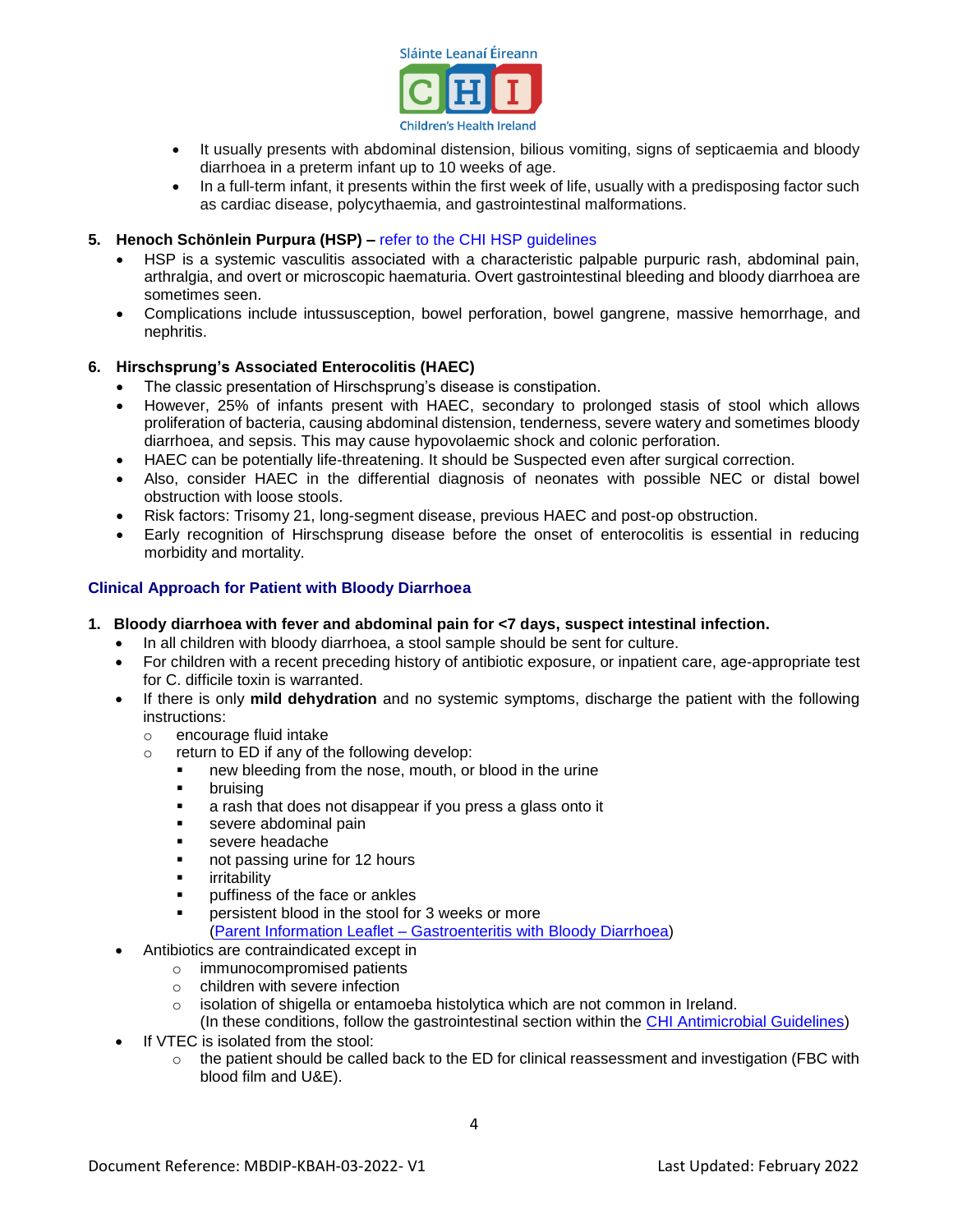- It usually presents with abdominal distension, bilious vomiting, signs of septicaemia and bloody diarrhoea in a preterm infant up to 10 weeks of age.
- In a full-term infant, it presents within the first week of life, usually with a predisposing factor such as cardiac disease, polycythaemia, and gastrointestinal malformations.

**5. Henoch Schönlein Purpura (HSP) –** refer to the CHI HSP guidelines

- HSP is a systemic vasculitis associated with a characteristic palpable purpuric rash, abdominal pain, arthralgia, and overt or microscopic haematuria. Overt gastrointestinal bleeding and bloody diarrhoea are sometimes seen.
- Complications include intussusception, bowel perforation, bowel gangrene, massive hemorrhage, and nephritis.

**6. Hirschsprung's Associated Enterocolitis (HAEC)**

- The classic presentation of Hirschsprung's disease is constipation.
- However, 25% of infants present with HAEC, secondary to prolonged stasis of stool which allows proliferation of bacteria, causing abdominal distension, tenderness, severe watery and sometimes bloody diarrhoea, and sepsis. This may cause hypovolaemic shock and colonic perforation.
- HAEC can be potentially life-threatening. It should be Suspected even after surgical correction.
- Also, consider HAEC in the differential diagnosis of neonates with possible NEC or distal bowel obstruction with loose stools.
- Risk factors: Trisomy 21, long-segment disease, previous HAEC and post-op obstruction.
- Early recognition of Hirschsprung disease before the onset of enterocolitis is essential in reducing morbidity and mortality.

## Clinical Approach for Patient with Bloody Diarrhoea

**1. Bloody diarrhoea with fever and abdominal pain for <7 days, suspect intestinal infection.**

- In all children with bloody diarrhoea, a stool sample should be sent for culture.
- For children with a recent preceding history of antibiotic exposure, or inpatient care, age-appropriate test for C. difficile toxin is warranted.
- If there is only **mild dehydration** and no systemic symptoms, discharge the patient with the following instructions:
  - encourage fluid intake
  - return to ED if any of the following develop:
    - new bleeding from the nose, mouth, or blood in the urine
    - bruising
    - a rash that does not disappear if you press a glass onto it
    - severe abdominal pain
    - severe headache
    - not passing urine for 12 hours
    - irritability
    - puffiness of the face or ankles
    - persistent blood in the stool for 3 weeks or more
      (Parent Information Leaflet – Gastroenteritis with Bloody Diarrhoea)
- Antibiotics are contraindicated except in
  - immunocompromised patients
  - children with severe infection
  - isolation of shigella or entamoeba histolytica which are not common in Ireland.
    (In these conditions, follow the gastrointestinal section within the CHI Antimicrobial Guidelines)
- If VTEC is isolated from the stool:
  - the patient should be called back to the ED for clinical reassessment and investigation (FBC with blood film and U&E).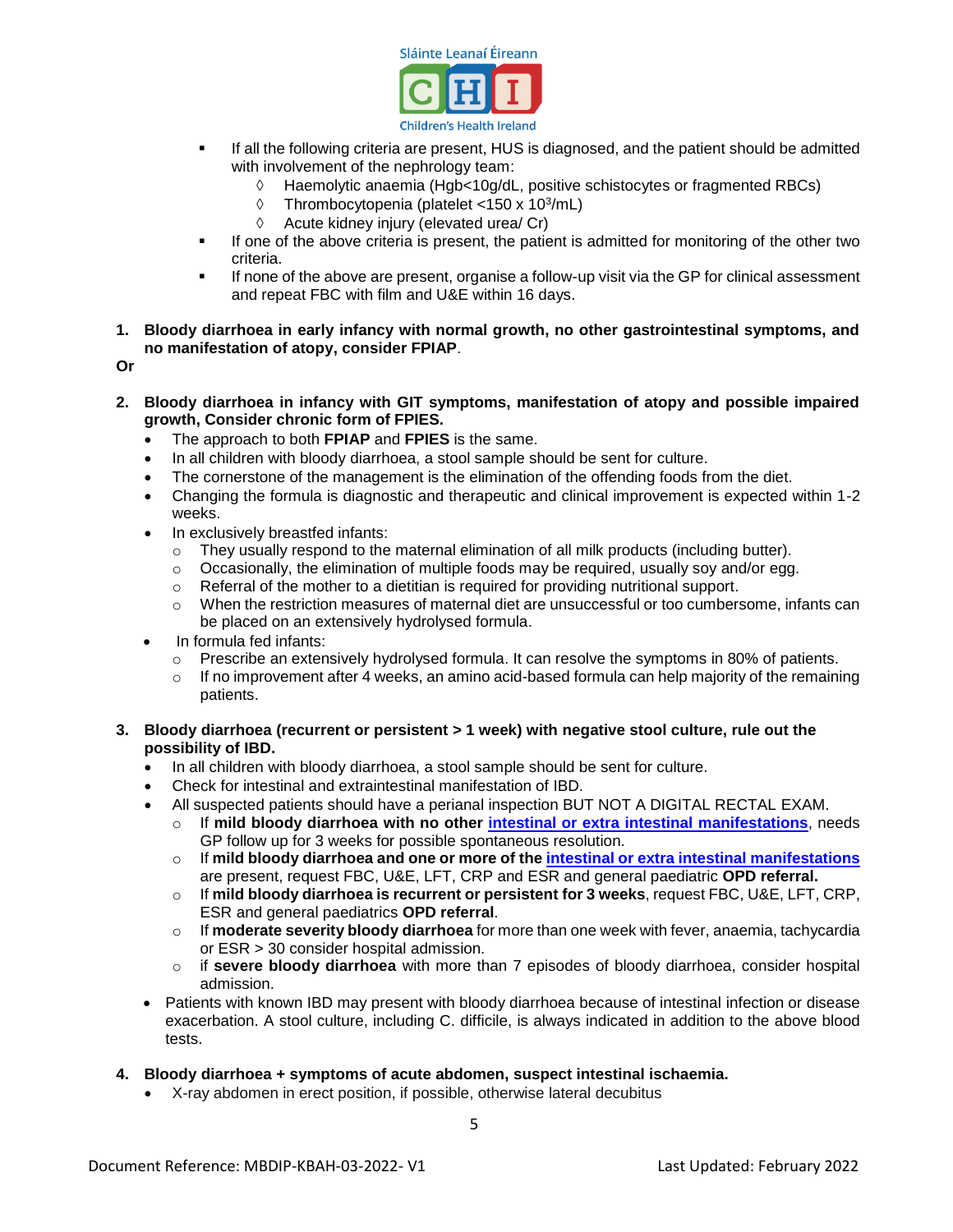- If all the following criteria are present, HUS is diagnosed, and the patient should be admitted with involvement of the nephrology team:
  - ◊ Haemolytic anaemia (Hgb<10g/dL, positive schistocytes or fragmented RBCs)
  - ◊ Thrombocytopenia (platelet <150 x $10^3$/mL)
  - ◊ Acute kidney injury (elevated urea/ Cr)
- If one of the above criteria is present, the patient is admitted for monitoring of the other two criteria.
- If none of the above are present, organise a follow-up visit via the GP for clinical assessment and repeat FBC with film and U&E within 16 days.

1. **Bloody diarrhoea in early infancy with normal growth, no other gastrointestinal symptoms, and no manifestation of atopy, consider FPIAP**.

**Or**

2. **Bloody diarrhoea in infancy with GIT symptoms, manifestation of atopy and possible impaired growth, Consider chronic form of FPIES.**
   - The approach to both **FPIAP** and **FPIES** is the same.
   - In all children with bloody diarrhoea, a stool sample should be sent for culture.
   - The cornerstone of the management is the elimination of the offending foods from the diet.
   - Changing the formula is diagnostic and therapeutic and clinical improvement is expected within 1-2 weeks.
   - In exclusively breastfed infants:
     - They usually respond to the maternal elimination of all milk products (including butter).
     - Occasionally, the elimination of multiple foods may be required, usually soy and/or egg.
     - Referral of the mother to a dietitian is required for providing nutritional support.
     - When the restriction measures of maternal diet are unsuccessful or too cumbersome, infants can be placed on an extensively hydrolysed formula.
   - In formula fed infants:
     - Prescribe an extensively hydrolysed formula. It can resolve the symptoms in 80% of patients.
     - If no improvement after 4 weeks, an amino acid-based formula can help majority of the remaining patients.

3. **Bloody diarrhoea (recurrent or persistent > 1 week) with negative stool culture, rule out the possibility of IBD.**
   - In all children with bloody diarrhoea, a stool sample should be sent for culture.
   - Check for intestinal and extraintestinal manifestation of IBD.
   - All suspected patients should have a perianal inspection BUT NOT A DIGITAL RECTAL EXAM.
     - If **mild bloody diarrhoea with no other intestinal or extra intestinal manifestations**, needs GP follow up for 3 weeks for possible spontaneous resolution.
     - If **mild bloody diarrhoea and one or more of the intestinal or extra intestinal manifestations** are present, request FBC, U&E, LFT, CRP and ESR and general paediatric **OPD referral.**
     - If **mild bloody diarrhoea is recurrent or persistent for 3 weeks**, request FBC, U&E, LFT, CRP, ESR and general paediatrics **OPD referral**.
     - If **moderate severity bloody diarrhoea** for more than one week with fever, anaemia, tachycardia or ESR > 30 consider hospital admission.
     - if **severe bloody diarrhoea** with more than 7 episodes of bloody diarrhoea, consider hospital admission.
   - Patients with known IBD may present with bloody diarrhoea because of intestinal infection or disease exacerbation. A stool culture, including C. difficile, is always indicated in addition to the above blood tests.

4. **Bloody diarrhoea + symptoms of acute abdomen, suspect intestinal ischaemia.**
   - X-ray abdomen in erect position, if possible, otherwise lateral decubitus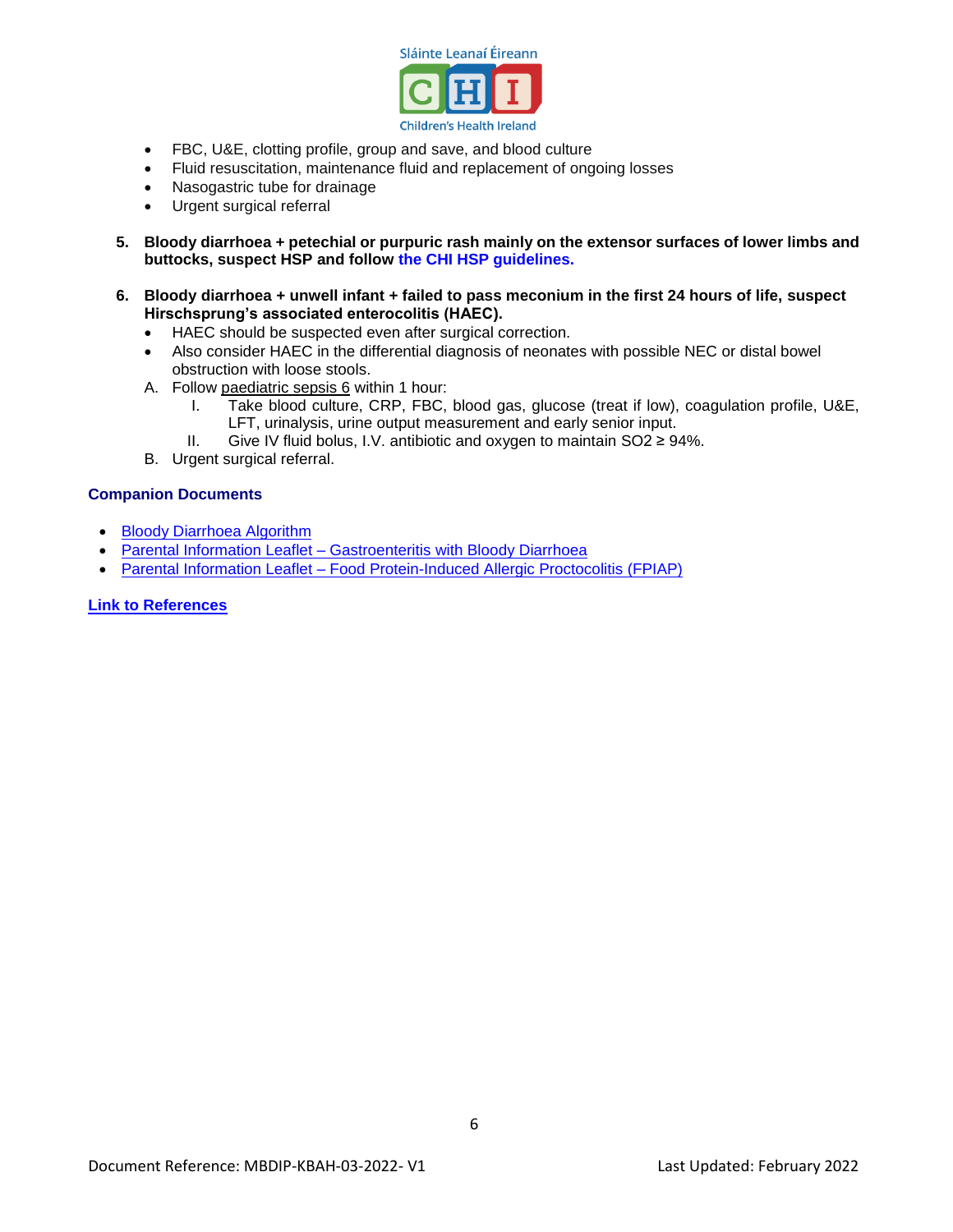- FBC, U&E, clotting profile, group and save, and blood culture
- Fluid resuscitation, maintenance fluid and replacement of ongoing losses
- Nasogastric tube for drainage
- Urgent surgical referral

5. **Bloody diarrhoea + petechial or purpuric rash mainly on the extensor surfaces of lower limbs and buttocks, suspect HSP and follow the CHI HSP guidelines.**

6. **Bloody diarrhoea + unwell infant + failed to pass meconium in the first 24 hours of life, suspect Hirschsprung's associated enterocolitis (HAEC).**
   - HAEC should be suspected even after surgical correction.
   - Also consider HAEC in the differential diagnosis of neonates with possible NEC or distal bowel obstruction with loose stools.

   A. Follow paediatric sepsis 6 within 1 hour:
      I. Take blood culture, CRP, FBC, blood gas, glucose (treat if low), coagulation profile, U&E, LFT, urinalysis, urine output measurement and early senior input.
      II. Give IV fluid bolus, I.V. antibiotic and oxygen to maintain SO2 ≥ 94%.

   B. Urgent surgical referral.

### Companion Documents

- Bloody Diarrhoea Algorithm
- Parental Information Leaflet – Gastroenteritis with Bloody Diarrhoea
- Parental Information Leaflet – Food Protein-Induced Allergic Proctocolitis (FPIAP)

**Link to References**

Document Reference: MBDIP-KBAH-03-2022- V1

Last Updated: February 2022